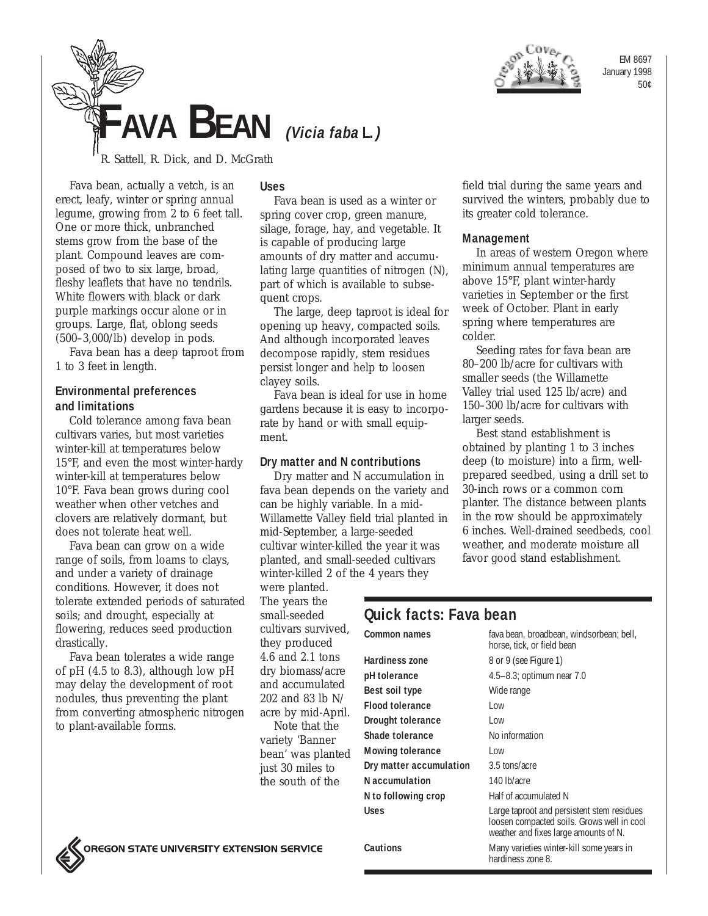EM 8697
January 1998
50¢

# FAVA BEAN *(Vicia faba L.)*

R. Sattell, R. Dick, and D. McGrath

Fava bean, actually a vetch, is an erect, leafy, winter or spring annual legume, growing from 2 to 6 feet tall. One or more thick, unbranched stems grow from the base of the plant. Compound leaves are composed of two to six large, broad, fleshy leaflets that have no tendrils. White flowers with black or dark purple markings occur alone or in groups. Large, flat, oblong seeds (500–3,000/lb) develop in pods.

Fava bean has a deep taproot from 1 to 3 feet in length.

## Environmental preferences and limitations

Cold tolerance among fava bean cultivars varies, but most varieties winter-kill at temperatures below 15°F, and even the most winter-hardy winter-kill at temperatures below 10°F. Fava bean grows during cool weather when other vetches and clovers are relatively dormant, but does not tolerate heat well.

Fava bean can grow on a wide range of soils, from loams to clays, and under a variety of drainage conditions. However, it does not tolerate extended periods of saturated soils; and drought, especially at flowering, reduces seed production drastically.

Fava bean tolerates a wide range of pH (4.5 to 8.3), although low pH may delay the development of root nodules, thus preventing the plant from converting atmospheric nitrogen to plant-available forms.

## Uses

Fava bean is used as a winter or spring cover crop, green manure, silage, forage, hay, and vegetable. It is capable of producing large amounts of dry matter and accumulating large quantities of nitrogen (N), part of which is available to subsequent crops.

The large, deep taproot is ideal for opening up heavy, compacted soils. And although incorporated leaves decompose rapidly, stem residues persist longer and help to loosen clayey soils.

Fava bean is ideal for use in home gardens because it is easy to incorporate by hand or with small equipment.

## Dry matter and N contributions

Dry matter and N accumulation in fava bean depends on the variety and can be highly variable. In a mid-Willamette Valley field trial planted in mid-September, a large-seeded cultivar winter-killed the year it was planted, and small-seeded cultivars winter-killed 2 of the 4 years they were planted. The years the small-seeded cultivars survived, they produced 4.6 and 2.1 tons dry biomass/acre and accumulated 202 and 83 lb N/acre by mid-April.

Note that the variety 'Banner bean' was planted just 30 miles to the south of the field trial during the same years and survived the winters, probably due to its greater cold tolerance.

## Management

In areas of western Oregon where minimum annual temperatures are above 15°F, plant winter-hardy varieties in September or the first week of October. Plant in early spring where temperatures are colder.

Seeding rates for fava bean are 80–200 lb/acre for cultivars with smaller seeds (the Willamette Valley trial used 125 lb/acre) and 150–300 lb/acre for cultivars with larger seeds.

Best stand establishment is obtained by planting 1 to 3 inches deep (to moisture) into a firm, well-prepared seedbed, using a drill set to 30-inch rows or a common corn planter. The distance between plants in the row should be approximately 6 inches. Well-drained seedbeds, cool weather, and moderate moisture all favor good stand establishment.

## Quick facts: Fava bean

| | |
|---|---|
| **Common names** | fava bean, broadbean, windsorbean; bell, horse, tick, or field bean |
| **Hardiness zone** | 8 or 9 (see Figure 1) |
| **pH tolerance** | 4.5–8.3; optimum near 7.0 |
| **Best soil type** | Wide range |
| **Flood tolerance** | Low |
| **Drought tolerance** | Low |
| **Shade tolerance** | No information |
| **Mowing tolerance** | Low |
| **Dry matter accumulation** | 3.5 tons/acre |
| **N accumulation** | 140 lb/acre |
| **N to following crop** | Half of accumulated N |
| **Uses** | Large taproot and persistent stem residues loosen compacted soils. Grows well in cool weather and fixes large amounts of N. |
| **Cautions** | Many varieties winter-kill some years in hardiness zone 8. |

OREGON STATE UNIVERSITY EXTENSION SERVICE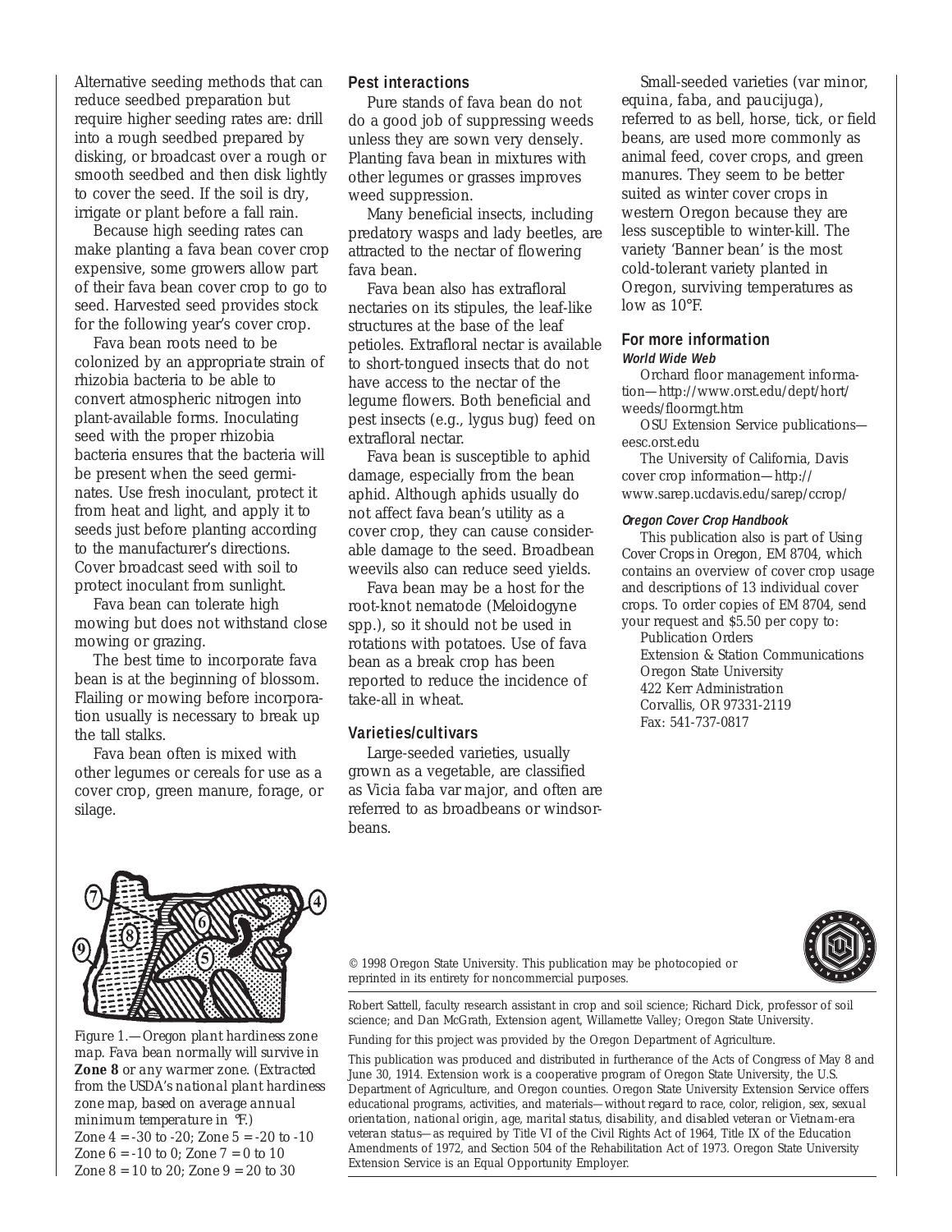Alternative seeding methods that can reduce seedbed preparation but require higher seeding rates are: drill into a rough seedbed prepared by disking, or broadcast over a rough or smooth seedbed and then disk lightly to cover the seed. If the soil is dry, irrigate or plant before a fall rain.

Because high seeding rates can make planting a fava bean cover crop expensive, some growers allow part of their fava bean cover crop to go to seed. Harvested seed provides stock for the following year's cover crop.

Fava bean roots need to be colonized by an appropriate strain of rhizobia bacteria to be able to convert atmospheric nitrogen into plant-available forms. Inoculating seed with the proper rhizobia bacteria ensures that the bacteria will be present when the seed germinates. Use fresh inoculant, protect it from heat and light, and apply it to seeds just before planting according to the manufacturer's directions. Cover broadcast seed with soil to protect inoculant from sunlight.

Fava bean can tolerate high mowing but does not withstand close mowing or grazing.

The best time to incorporate fava bean is at the beginning of blossom. Flailing or mowing before incorporation usually is necessary to break up the tall stalks.

Fava bean often is mixed with other legumes or cereals for use as a cover crop, green manure, forage, or silage.

## Pest interactions

Pure stands of fava bean do not do a good job of suppressing weeds unless they are sown very densely. Planting fava bean in mixtures with other legumes or grasses improves weed suppression.

Many beneficial insects, including predatory wasps and lady beetles, are attracted to the nectar of flowering fava bean.

Fava bean also has extrafloral nectaries on its stipules, the leaf-like structures at the base of the leaf petioles. Extrafloral nectar is available to short-tongued insects that do not have access to the nectar of the legume flowers. Both beneficial and pest insects (e.g., lygus bug) feed on extrafloral nectar.

Fava bean is susceptible to aphid damage, especially from the bean aphid. Although aphids usually do not affect fava bean's utility as a cover crop, they can cause considerable damage to the seed. Broadbean weevils also can reduce seed yields.

Fava bean may be a host for the root-knot nematode (*Meloidogyne* spp.), so it should not be used in rotations with potatoes. Use of fava bean as a break crop has been reported to reduce the incidence of take-all in wheat.

## Varieties/cultivars

Large-seeded varieties, usually grown as a vegetable, are classified as *Vicia faba* var *major*, and often are referred to as broadbeans or windsorbeans.

Small-seeded varieties (var *minor*, *equina*, *faba*, and *paucijuga*), referred to as bell, horse, tick, or field beans, are used more commonly as animal feed, cover crops, and green manures. They seem to be better suited as winter cover crops in western Oregon because they are less susceptible to winter-kill. The variety 'Banner bean' is the most cold-tolerant variety planted in Oregon, surviving temperatures as low as 10°F.

## For more information

### World Wide Web

Orchard floor management information—http://www.orst.edu/dept/hort/weeds/floormgt.htm

OSU Extension Service publications—eesc.orst.edu

The University of California, Davis cover crop information—http://www.sarep.ucdavis.edu/sarep/ccrop/

### Oregon Cover Crop Handbook

This publication also is part of Using Cover Crops in Oregon, EM 8704, which contains an overview of cover crop usage and descriptions of 13 individual cover crops. To order copies of EM 8704, send your request and $5.50 per copy to:

Publication Orders
Extension & Station Communications
Oregon State University
422 Kerr Administration
Corvallis, OR 97331-2119
Fax: 541-737-0817

7
8
6
4
9
5

*Figure 1.—Oregon plant hardiness zone map. Fava bean normally will survive in* **Zone 8** *or any warmer zone. (Extracted from the USDA's national plant hardiness zone map, based on average annual minimum temperature in °F.)*
Zone 4 = -30 to -20; Zone 5 = -20 to -10
Zone 6 = -10 to 0; Zone 7 = 0 to 10
Zone 8 = 10 to 20; Zone 9 = 20 to 30

© 1998 Oregon State University. This publication may be photocopied or reprinted in its entirety for noncommercial purposes.

Robert Sattell, faculty research assistant in crop and soil science; Richard Dick, professor of soil science; and Dan McGrath, Extension agent, Willamette Valley; Oregon State University.

Funding for this project was provided by the Oregon Department of Agriculture.

This publication was produced and distributed in furtherance of the Acts of Congress of May 8 and June 30, 1914. Extension work is a cooperative program of Oregon State University, the U.S. Department of Agriculture, and Oregon counties. Oregon State University Extension Service offers educational programs, activities, and materials—without regard to race, color, religion, sex, sexual orientation, national origin, age, marital status, disability, and disabled veteran or Vietnam-era veteran status—as required by Title VI of the Civil Rights Act of 1964, Title IX of the Education Amendments of 1972, and Section 504 of the Rehabilitation Act of 1973. Oregon State University Extension Service is an Equal Opportunity Employer.